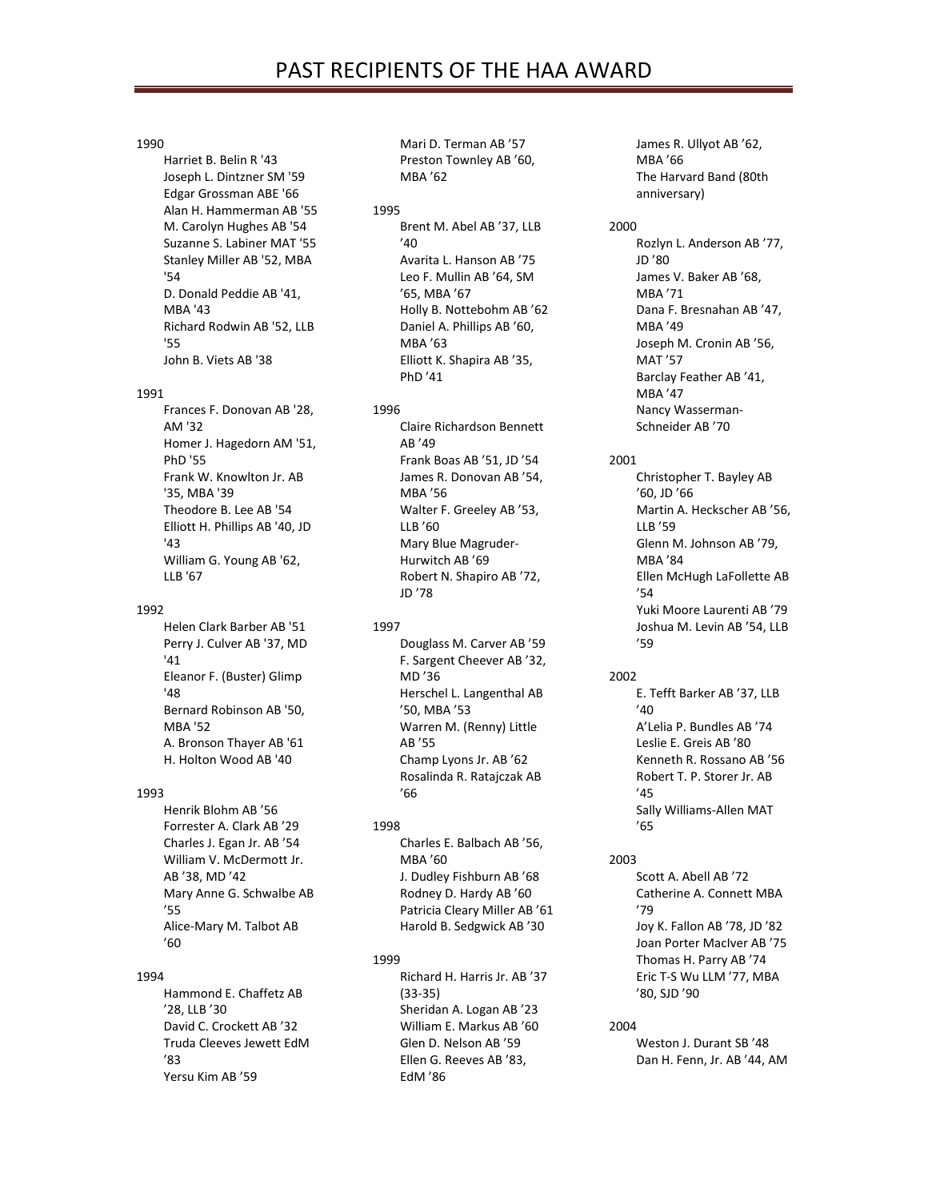# PAST RECIPIENTS OF THE HAA AWARD

1990

- Harriet B. Belin R '43
- Joseph L. Dintzner SM '59
- Edgar Grossman ABE '66
- Alan H. Hammerman AB '55
- M. Carolyn Hughes AB '54
- Suzanne S. Labiner MAT '55
- Stanley Miller AB '52, MBA '54
- D. Donald Peddie AB '41, MBA '43
- Richard Rodwin AB '52, LLB '55
- John B. Viets AB '38

1991

- Frances F. Donovan AB '28, AM '32
- Homer J. Hagedorn AM '51, PhD '55
- Frank W. Knowlton Jr. AB '35, MBA '39
- Theodore B. Lee AB '54
- Elliott H. Phillips AB '40, JD '43
- William G. Young AB '62, LLB '67

1992

- Helen Clark Barber AB '51
- Perry J. Culver AB '37, MD '41
- Eleanor F. (Buster) Glimp '48
- Bernard Robinson AB '50, MBA '52
- A. Bronson Thayer AB '61
- H. Holton Wood AB '40

1993

- Henrik Blohm AB ’56
- Forrester A. Clark AB ’29
- Charles J. Egan Jr. AB ’54
- William V. McDermott Jr. AB ’38, MD ’42
- Mary Anne G. Schwalbe AB ’55
- Alice-Mary M. Talbot AB ’60

1994

- Hammond E. Chaffetz AB ’28, LLB ’30
- David C. Crockett AB ’32
- Truda Cleeves Jewett EdM ’83
- Yersu Kim AB ’59
- Mari D. Terman AB ’57
- Preston Townley AB ’60, MBA ’62

1995

- Brent M. Abel AB ’37, LLB ’40
- Avarita L. Hanson AB ’75
- Leo F. Mullin AB ’64, SM ’65, MBA ’67
- Holly B. Nottebohm AB ’62
- Daniel A. Phillips AB ’60, MBA ’63
- Elliott K. Shapira AB ’35, PhD ’41

1996

- Claire Richardson Bennett AB ’49
- Frank Boas AB ’51, JD ’54
- James R. Donovan AB ’54, MBA ’56
- Walter F. Greeley AB ’53, LLB ’60
- Mary Blue Magruder-Hurwitch AB ’69
- Robert N. Shapiro AB ’72, JD ’78

1997

- Douglass M. Carver AB ’59
- F. Sargent Cheever AB ’32, MD ’36
- Herschel L. Langenthal AB ’50, MBA ’53
- Warren M. (Renny) Little AB ’55
- Champ Lyons Jr. AB ’62
- Rosalinda R. Ratajczak AB ’66

1998

- Charles E. Balbach AB ’56, MBA ’60
- J. Dudley Fishburn AB ’68
- Rodney D. Hardy AB ’60
- Patricia Cleary Miller AB ’61
- Harold B. Sedgwick AB ’30

1999

- Richard H. Harris Jr. AB ’37 (33-35)
- Sheridan A. Logan AB ’23
- William E. Markus AB ’60
- Glen D. Nelson AB ’59
- Ellen G. Reeves AB ’83, EdM ’86
- James R. Ullyot AB ’62, MBA ’66
- The Harvard Band (80th anniversary)

2000

- Rozlyn L. Anderson AB ’77, JD ’80
- James V. Baker AB ’68, MBA ’71
- Dana F. Bresnahan AB ’47, MBA ’49
- Joseph M. Cronin AB ’56, MAT ’57
- Barclay Feather AB ’41, MBA ’47
- Nancy Wasserman-Schneider AB ’70

2001

- Christopher T. Bayley AB ’60, JD ’66
- Martin A. Heckscher AB ’56, LLB ’59
- Glenn M. Johnson AB ’79, MBA ’84
- Ellen McHugh LaFollette AB ’54
- Yuki Moore Laurenti AB ’79
- Joshua M. Levin AB ’54, LLB ’59

2002

- E. Tefft Barker AB ’37, LLB ’40
- A’Lelia P. Bundles AB ’74
- Leslie E. Greis AB ’80
- Kenneth R. Rossano AB ’56
- Robert T. P. Storer Jr. AB ’45
- Sally Williams-Allen MAT ’65

2003

- Scott A. Abell AB ’72
- Catherine A. Connett MBA ’79
- Joy K. Fallon AB ’78, JD ’82
- Joan Porter MacIver AB ’75
- Thomas H. Parry AB ’74
- Eric T-S Wu LLM ’77, MBA ’80, SJD ’90

2004

- Weston J. Durant SB ’48
- Dan H. Fenn, Jr. AB ’44, AM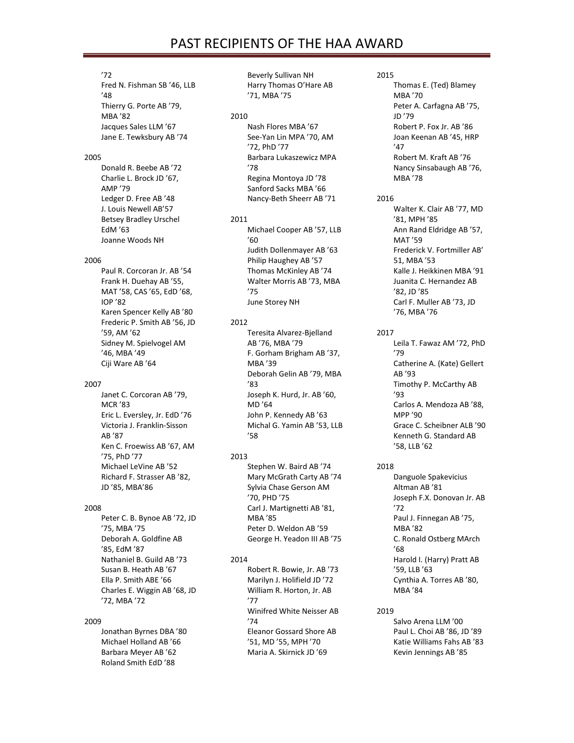# PAST RECIPIENTS OF THE HAA AWARD

’72
Fred N. Fishman SB ’46, LLB ’48
Thierry G. Porte AB ’79, MBA ’82
Jacques Sales LLM ’67
Jane E. Tewksbury AB ’74

2005

Donald R. Beebe AB ’72
Charlie L. Brock JD ’67, AMP ’79
Ledger D. Free AB ’48
J. Louis Newell AB’57
Betsey Bradley Urschel EdM ’63
Joanne Woods NH

2006

Paul R. Corcoran Jr. AB ’54
Frank H. Duehay AB ’55, MAT ’58, CAS ’65, EdD ’68, IOP ’82
Karen Spencer Kelly AB ’80
Frederic P. Smith AB ’56, JD ’59, AM ’62
Sidney M. Spielvogel AM ’46, MBA ’49
Ciji Ware AB ’64

2007

Janet C. Corcoran AB ’79, MCR ’83
Eric L. Eversley, Jr. EdD ’76
Victoria J. Franklin-Sisson AB ’87
Ken C. Froewiss AB ’67, AM ’75, PhD ’77
Michael LeVine AB ’52
Richard F. Strasser AB ’82, JD ’85, MBA’86

2008

Peter C. B. Bynoe AB ’72, JD ’75, MBA ’75
Deborah A. Goldfine AB ’85, EdM ’87
Nathaniel B. Guild AB ’73
Susan B. Heath AB ’67
Ella P. Smith ABE ’66
Charles E. Wiggin AB ’68, JD ’72, MBA ’72

2009

Jonathan Byrnes DBA ’80
Michael Holland AB ’66
Barbara Meyer AB ’62
Roland Smith EdD ’88
Beverly Sullivan NH
Harry Thomas O’Hare AB ’71, MBA ’75

2010

Nash Flores MBA ’67
See-Yan Lin MPA ’70, AM ’72, PhD ’77
Barbara Lukaszewicz MPA ’78
Regina Montoya JD ’78
Sanford Sacks MBA ’66
Nancy-Beth Sheerr AB ’71

2011

Michael Cooper AB ’57, LLB ’60
Judith Dollenmayer AB ’63
Philip Haughey AB ’57
Thomas McKinley AB ’74
Walter Morris AB ’73, MBA ’75
June Storey NH

2012

Teresita Alvarez-Bjelland AB ’76, MBA ’79
F. Gorham Brigham AB ’37, MBA ’39
Deborah Gelin AB ’79, MBA ’83
Joseph K. Hurd, Jr. AB ’60, MD ’64
John P. Kennedy AB ’63
Michal G. Yamin AB ’53, LLB ’58

2013

Stephen W. Baird AB ’74
Mary McGrath Carty AB ’74
Sylvia Chase Gerson AM ’70, PHD ’75
Carl J. Martignetti AB ’81, MBA ’85
Peter D. Weldon AB ’59
George H. Yeadon III AB ’75

2014

Robert R. Bowie, Jr. AB ’73
Marilyn J. Holifield JD ’72
William R. Horton, Jr. AB ’77
Winifred White Neisser AB ’74
Eleanor Gossard Shore AB ’51, MD ’55, MPH ’70
Maria A. Skirnick JD ’69

2015

Thomas E. (Ted) Blamey MBA ’70
Peter A. Carfagna AB ’75, JD ’79
Robert P. Fox Jr. AB ’86
Joan Keenan AB ’45, HRP ’47
Robert M. Kraft AB ’76
Nancy Sinsabaugh AB ’76, MBA ’78

2016

Walter K. Clair AB ’77, MD ’81, MPH ’85
Ann Rand Eldridge AB ’57, MAT ’59
Frederick V. Fortmiller AB’ 51, MBA ’53
Kalle J. Heikkinen MBA ’91
Juanita C. Hernandez AB ’82, JD ’85
Carl F. Muller AB ’73, JD ’76, MBA ’76

2017

Leila T. Fawaz AM ’72, PhD ’79
Catherine A. (Kate) Gellert AB ’93
Timothy P. McCarthy AB ’93
Carlos A. Mendoza AB ’88, MPP ’90
Grace C. Scheibner ALB ’90
Kenneth G. Standard AB ’58, LLB ’62

2018

Danguole Spakevicius Altman AB ’81
Joseph F.X. Donovan Jr. AB ’72
Paul J. Finnegan AB ’75, MBA ’82
C. Ronald Ostberg MArch ’68
Harold I. (Harry) Pratt AB ’59, LLB ’63
Cynthia A. Torres AB ’80, MBA ’84

2019

Salvo Arena LLM ’00
Paul L. Choi AB ’86, JD ’89
Katie Williams Fahs AB ’83
Kevin Jennings AB ’85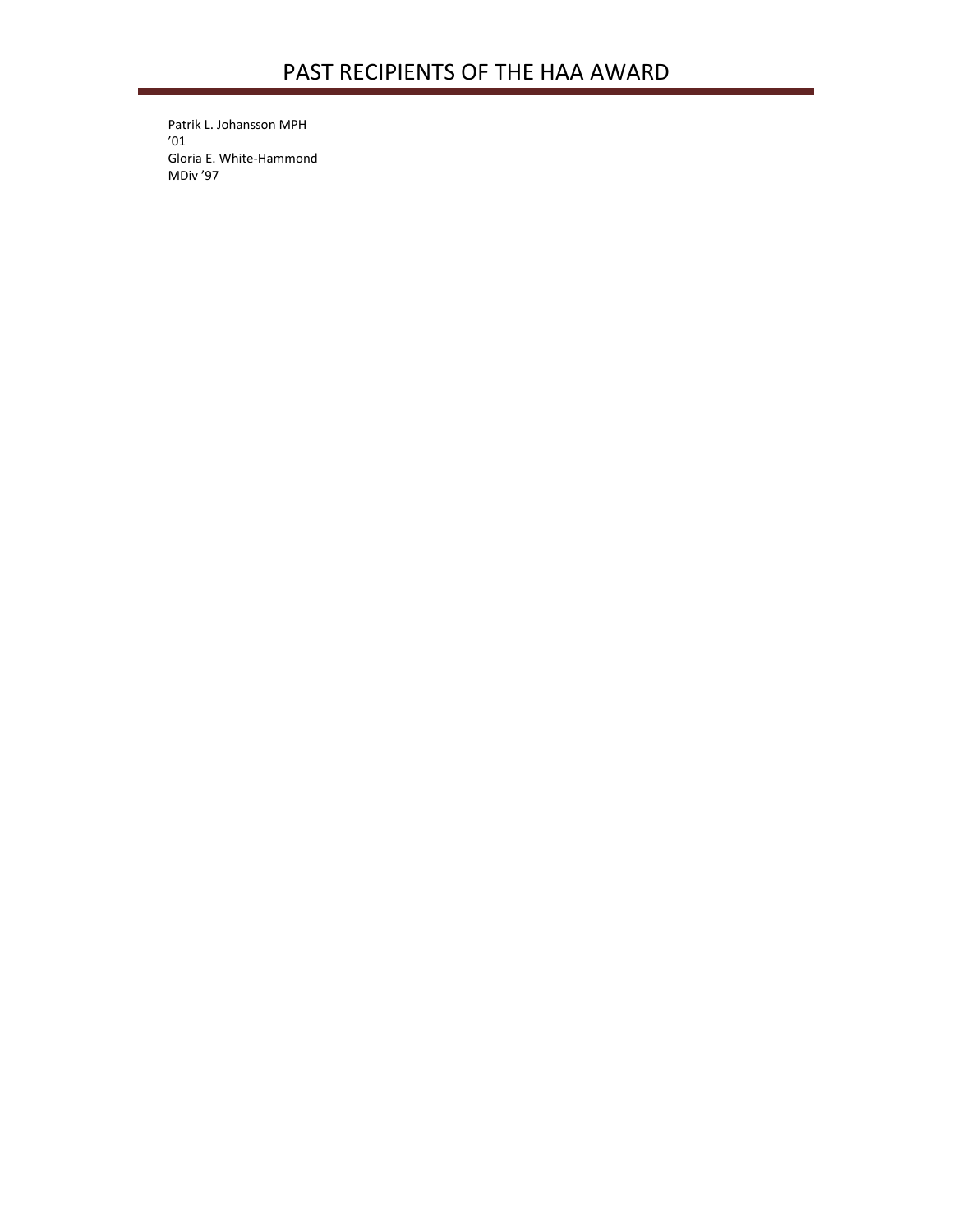# PAST RECIPIENTS OF THE HAA AWARD

Patrik L. Johansson MPH
’01
Gloria E. White-Hammond
MDiv ’97